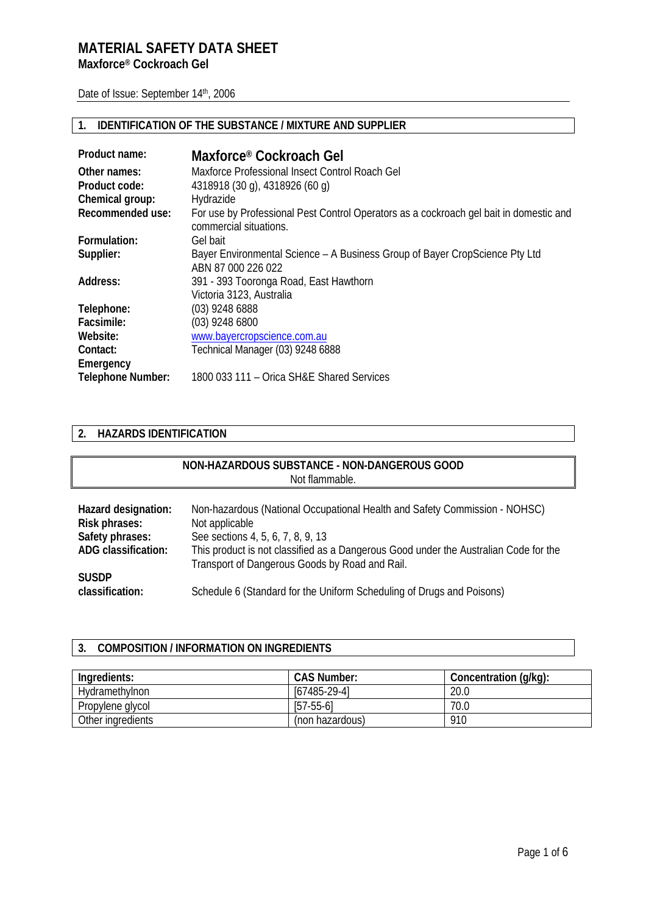# MATERIAL SAFETY DATA SHEET

**Maxforce® Cockroach Gel**

Date of Issue: September 14th, 2006

## 1. IDENTIFICATION OF THE SUBSTANCE / MIXTURE AND SUPPLIER

| | |
|---|---|
| **Product name:** | **Maxforce® Cockroach Gel** |
| **Other names:** | Maxforce Professional Insect Control Roach Gel |
| **Product code:** | 4318918 (30 g), 4318926 (60 g) |
| **Chemical group:** | Hydrazide |
| **Recommended use:** | For use by Professional Pest Control Operators as a cockroach gel bait in domestic and commercial situations. |
| **Formulation:** | Gel bait |
| **Supplier:** | Bayer Environmental Science – A Business Group of Bayer CropScience Pty Ltd<br>ABN 87 000 226 022 |
| **Address:** | 391 - 393 Tooronga Road, East Hawthorn<br>Victoria 3123, Australia |
| **Telephone:** | (03) 9248 6888 |
| **Facsimile:** | (03) 9248 6800 |
| **Website:** | www.bayercropscience.com.au |
| **Contact:** | Technical Manager (03) 9248 6888 |
| **Emergency Telephone Number:** | 1800 033 111 – Orica SH&E Shared Services |

## 2. HAZARDS IDENTIFICATION

**NON-HAZARDOUS SUBSTANCE - NON-DANGEROUS GOOD**
Not flammable.

| | |
|---|---|
| **Hazard designation:** | Non-hazardous (National Occupational Health and Safety Commission - NOHSC) |
| **Risk phrases:** | Not applicable |
| **Safety phrases:** | See sections 4, 5, 6, 7, 8, 9, 13 |
| **ADG classification:** | This product is not classified as a Dangerous Good under the Australian Code for the Transport of Dangerous Goods by Road and Rail. |
| **SUSDP classification:** | Schedule 6 (Standard for the Uniform Scheduling of Drugs and Poisons) |

## 3. COMPOSITION / INFORMATION ON INGREDIENTS

| Ingredients: | CAS Number: | Concentration (g/kg): |
|---|---|---|
| Hydramethylnon | [67485-29-4] | 20.0 |
| Propylene glycol | [57-55-6] | 70.0 |
| Other ingredients | (non hazardous) | 910 |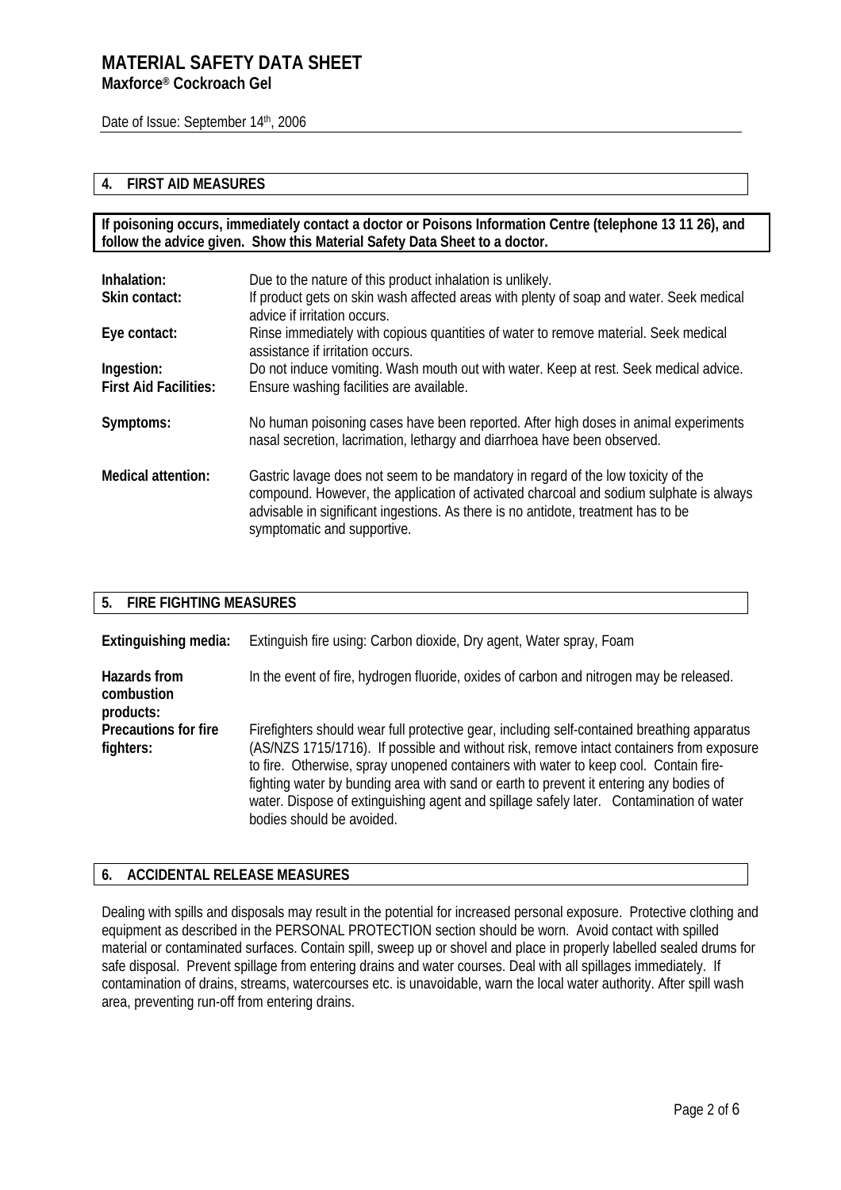## 4. FIRST AID MEASURES

**If poisoning occurs, immediately contact a doctor or Poisons Information Centre (telephone 13 11 26), and follow the advice given. Show this Material Safety Data Sheet to a doctor.**

**Inhalation:** Due to the nature of this product inhalation is unlikely.

**Skin contact:** If product gets on skin wash affected areas with plenty of soap and water. Seek medical advice if irritation occurs.

**Eye contact:** Rinse immediately with copious quantities of water to remove material. Seek medical assistance if irritation occurs.

**Ingestion:** Do not induce vomiting. Wash mouth out with water. Keep at rest. Seek medical advice.

**First Aid Facilities:** Ensure washing facilities are available.

**Symptoms:** No human poisoning cases have been reported. After high doses in animal experiments nasal secretion, lacrimation, lethargy and diarrhoea have been observed.

**Medical attention:** Gastric lavage does not seem to be mandatory in regard of the low toxicity of the compound. However, the application of activated charcoal and sodium sulphate is always advisable in significant ingestions. As there is no antidote, treatment has to be symptomatic and supportive.

## 5. FIRE FIGHTING MEASURES

**Extinguishing media:** Extinguish fire using: Carbon dioxide, Dry agent, Water spray, Foam

**Hazards from combustion products:** In the event of fire, hydrogen fluoride, oxides of carbon and nitrogen may be released.

**Precautions for fire fighters:** Firefighters should wear full protective gear, including self-contained breathing apparatus (AS/NZS 1715/1716). If possible and without risk, remove intact containers from exposure to fire. Otherwise, spray unopened containers with water to keep cool. Contain fire-fighting water by bunding area with sand or earth to prevent it entering any bodies of water. Dispose of extinguishing agent and spillage safely later. Contamination of water bodies should be avoided.

## 6. ACCIDENTAL RELEASE MEASURES

Dealing with spills and disposals may result in the potential for increased personal exposure. Protective clothing and equipment as described in the PERSONAL PROTECTION section should be worn. Avoid contact with spilled material or contaminated surfaces. Contain spill, sweep up or shovel and place in properly labelled sealed drums for safe disposal. Prevent spillage from entering drains and water courses. Deal with all spillages immediately. If contamination of drains, streams, watercourses etc. is unavoidable, warn the local water authority. After spill wash area, preventing run-off from entering drains.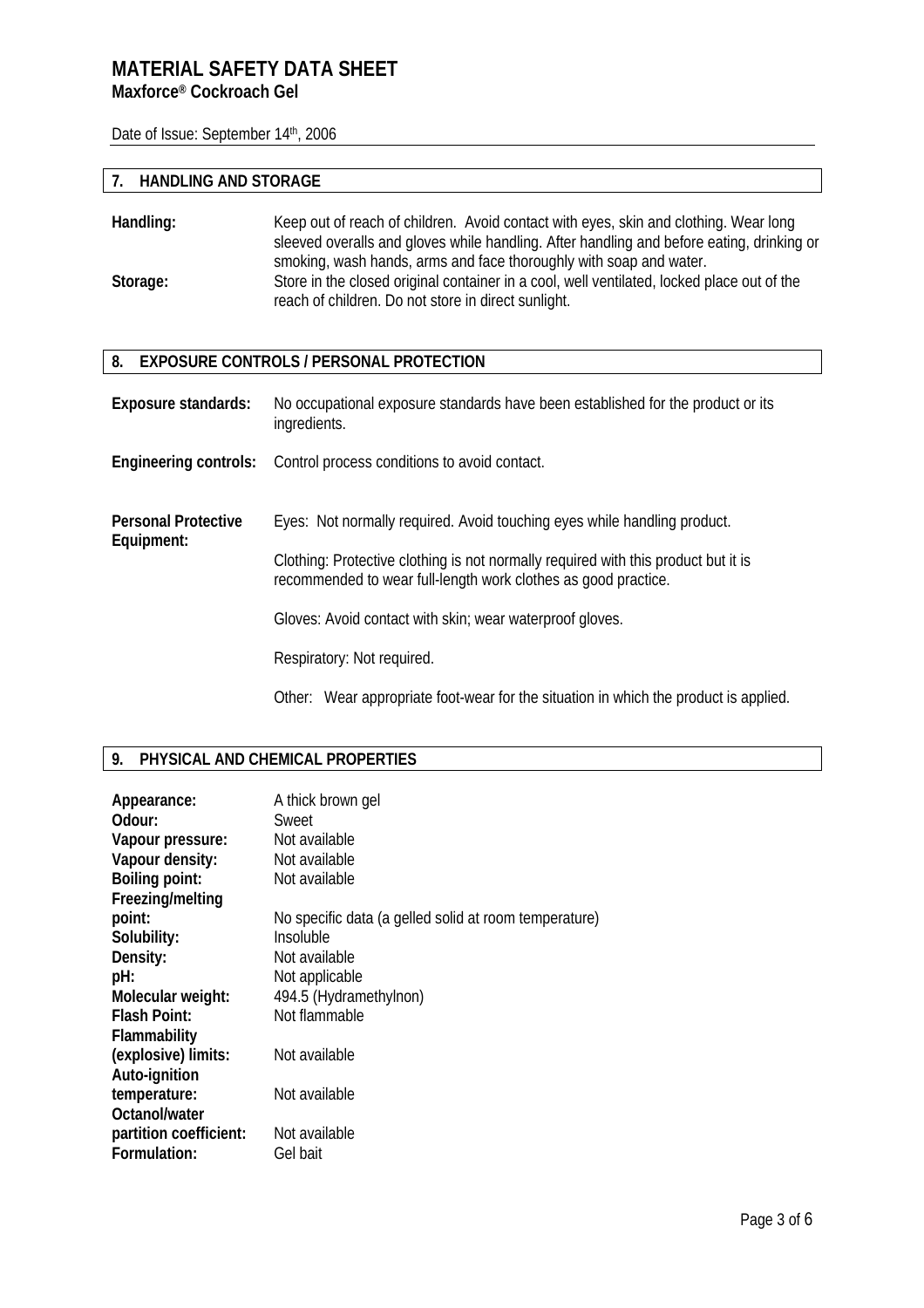## 7. HANDLING AND STORAGE

**Handling:** Keep out of reach of children. Avoid contact with eyes, skin and clothing. Wear long sleeved overalls and gloves while handling. After handling and before eating, drinking or smoking, wash hands, arms and face thoroughly with soap and water.

**Storage:** Store in the closed original container in a cool, well ventilated, locked place out of the reach of children. Do not store in direct sunlight.

## 8. EXPOSURE CONTROLS / PERSONAL PROTECTION

**Exposure standards:** No occupational exposure standards have been established for the product or its ingredients.

**Engineering controls:** Control process conditions to avoid contact.

**Personal Protective Equipment:**

Eyes: Not normally required. Avoid touching eyes while handling product.

Clothing: Protective clothing is not normally required with this product but it is recommended to wear full-length work clothes as good practice.

Gloves: Avoid contact with skin; wear waterproof gloves.

Respiratory: Not required.

Other: Wear appropriate foot-wear for the situation in which the product is applied.

## 9. PHYSICAL AND CHEMICAL PROPERTIES

| | |
|---|---|
| **Appearance:** | A thick brown gel |
| **Odour:** | Sweet |
| **Vapour pressure:** | Not available |
| **Vapour density:** | Not available |
| **Boiling point:** | Not available |
| **Freezing/melting point:** | No specific data (a gelled solid at room temperature) |
| **Solubility:** | Insoluble |
| **Density:** | Not available |
| **pH:** | Not applicable |
| **Molecular weight:** | 494.5 (Hydramethylnon) |
| **Flash Point:** | Not flammable |
| **Flammability (explosive) limits:** | Not available |
| **Auto-ignition temperature:** | Not available |
| **Octanol/water partition coefficient:** | Not available |
| **Formulation:** | Gel bait |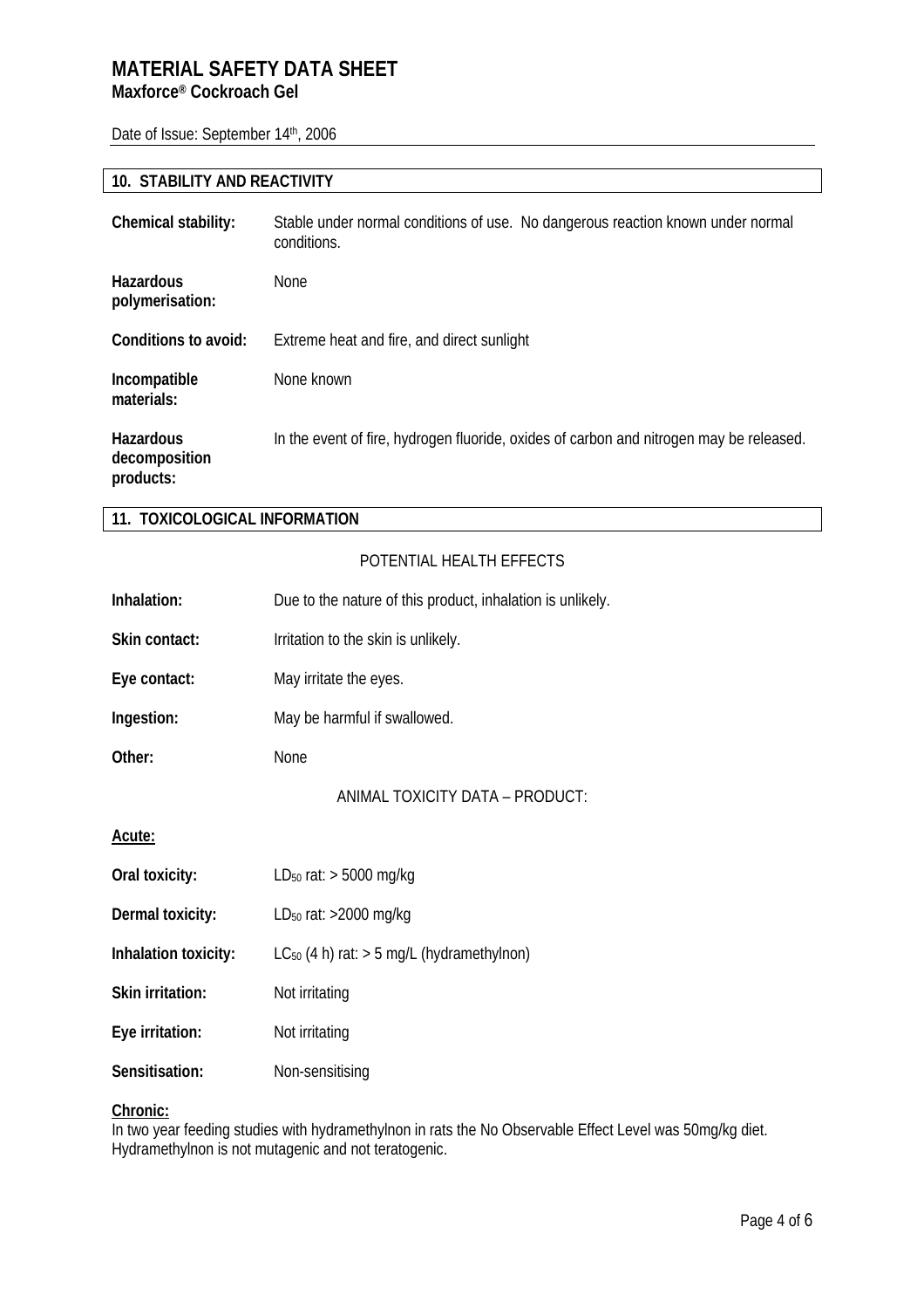# MATERIAL SAFETY DATA SHEET

**Maxforce® Cockroach Gel**

Date of Issue: September 14th, 2006

## 10. STABILITY AND REACTIVITY

| | |
|---|---|
| **Chemical stability:** | Stable under normal conditions of use. No dangerous reaction known under normal conditions. |
| **Hazardous polymerisation:** | None |
| **Conditions to avoid:** | Extreme heat and fire, and direct sunlight |
| **Incompatible materials:** | None known |
| **Hazardous decomposition products:** | In the event of fire, hydrogen fluoride, oxides of carbon and nitrogen may be released. |

## 11. TOXICOLOGICAL INFORMATION

POTENTIAL HEALTH EFFECTS

| | |
|---|---|
| **Inhalation:** | Due to the nature of this product, inhalation is unlikely. |
| **Skin contact:** | Irritation to the skin is unlikely. |
| **Eye contact:** | May irritate the eyes. |
| **Ingestion:** | May be harmful if swallowed. |
| **Other:** | None |

ANIMAL TOXICITY DATA – PRODUCT:

**Acute:**

| | |
|---|---|
| **Oral toxicity:** | $LD_{50}$ rat: > 5000 mg/kg |
| **Dermal toxicity:** | $LD_{50}$ rat: >2000 mg/kg |
| **Inhalation toxicity:** | $LC_{50}$ (4 h) rat: > 5 mg/L (hydramethylnon) |
| **Skin irritation:** | Not irritating |
| **Eye irritation:** | Not irritating |
| **Sensitisation:** | Non-sensitising |

**Chronic:**

In two year feeding studies with hydramethylnon in rats the No Observable Effect Level was 50mg/kg diet. Hydramethylnon is not mutagenic and not teratogenic.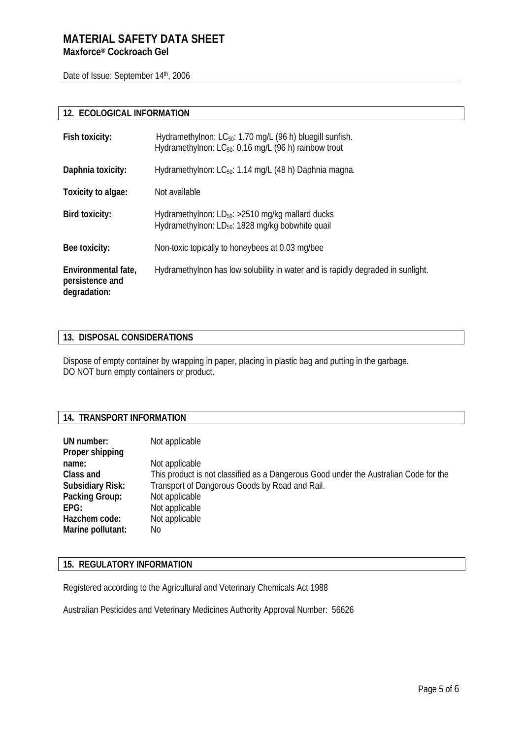# MATERIAL SAFETY DATA SHEET
**Maxforce® Cockroach Gel**

Date of Issue: September 14th, 2006

## 12. ECOLOGICAL INFORMATION

| | |
|---|---|
| **Fish toxicity:** | Hydramethylnon: $LC_{50}$: 1.70 mg/L (96 h) bluegill sunfish.<br>Hydramethylnon: $LC_{50}$: 0.16 mg/L (96 h) rainbow trout |
| **Daphnia toxicity:** | Hydramethylnon: $LC_{50}$: 1.14 mg/L (48 h) Daphnia magna. |
| **Toxicity to algae:** | Not available |
| **Bird toxicity:** | Hydramethylnon: $LD_{50}$: >2510 mg/kg mallard ducks<br>Hydramethylnon: $LD_{50}$: 1828 mg/kg bobwhite quail |
| **Bee toxicity:** | Non-toxic topically to honeybees at 0.03 mg/bee |
| **Environmental fate, persistence and degradation:** | Hydramethylnon has low solubility in water and is rapidly degraded in sunlight. |

## 13. DISPOSAL CONSIDERATIONS

Dispose of empty container by wrapping in paper, placing in plastic bag and putting in the garbage.
DO NOT burn empty containers or product.

## 14. TRANSPORT INFORMATION

| | |
|---|---|
| **UN number:** | Not applicable |
| **Proper shipping name:** | Not applicable |
| **Class and Subsidiary Risk:** | This product is not classified as a Dangerous Good under the Australian Code for the Transport of Dangerous Goods by Road and Rail. |
| **Packing Group:** | Not applicable |
| **EPG:** | Not applicable |
| **Hazchem code:** | Not applicable |
| **Marine pollutant:** | No |

## 15. REGULATORY INFORMATION

Registered according to the Agricultural and Veterinary Chemicals Act 1988

Australian Pesticides and Veterinary Medicines Authority Approval Number: 56626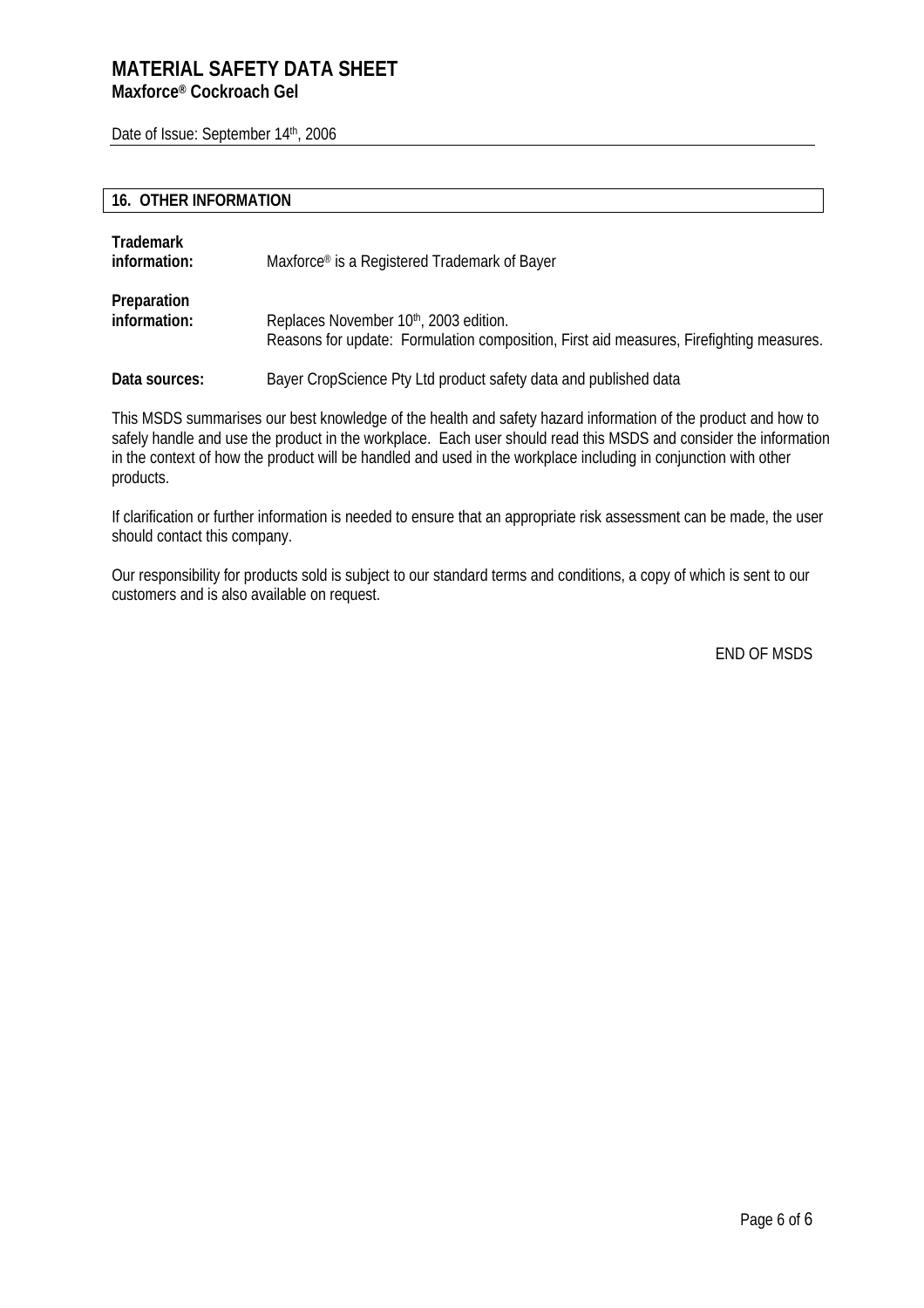## 16. OTHER INFORMATION

**Trademark information:** Maxforce® is a Registered Trademark of Bayer

**Preparation information:** Replaces November 10th, 2003 edition.
Reasons for update: Formulation composition, First aid measures, Firefighting measures.

**Data sources:** Bayer CropScience Pty Ltd product safety data and published data

This MSDS summarises our best knowledge of the health and safety hazard information of the product and how to safely handle and use the product in the workplace. Each user should read this MSDS and consider the information in the context of how the product will be handled and used in the workplace including in conjunction with other products.

If clarification or further information is needed to ensure that an appropriate risk assessment can be made, the user should contact this company.

Our responsibility for products sold is subject to our standard terms and conditions, a copy of which is sent to our customers and is also available on request.

END OF MSDS